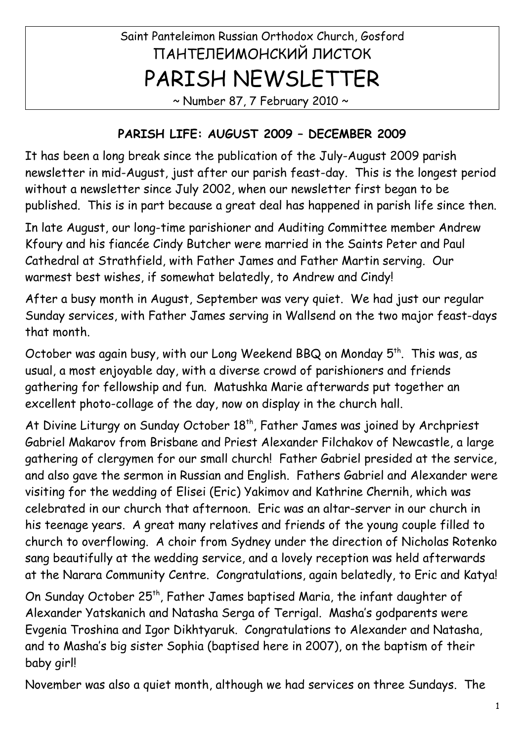Saint Panteleimon Russian Orthodox Church, Gosford

ПАНТЕЛЕИМОНСКИЙ ЛИСТОК

# PARISH NEWSLETTER

~ Number 87, 7 February 2010 ~

## PARISH LIFE: AUGUST 2009 – DECEMBER 2009

It has been a long break since the publication of the July-August 2009 parish newsletter in mid-August, just after our parish feast-day. This is the longest period without a newsletter since July 2002, when our newsletter first began to be published. This is in part because a great deal has happened in parish life since then.

In late August, our long-time parishioner and Auditing Committee member Andrew Kfoury and his fiancée Cindy Butcher were married in the Saints Peter and Paul Cathedral at Strathfield, with Father James and Father Martin serving. Our warmest best wishes, if somewhat belatedly, to Andrew and Cindy!

After a busy month in August, September was very quiet. We had just our regular Sunday services, with Father James serving in Wallsend on the two major feast-days that month.

October was again busy, with our Long Weekend BBQ on Monday 5th. This was, as usual, a most enjoyable day, with a diverse crowd of parishioners and friends gathering for fellowship and fun. Matushka Marie afterwards put together an excellent photo-collage of the day, now on display in the church hall.

At Divine Liturgy on Sunday October 18th, Father James was joined by Archpriest Gabriel Makarov from Brisbane and Priest Alexander Filchakov of Newcastle, a large gathering of clergymen for our small church! Father Gabriel presided at the service, and also gave the sermon in Russian and English. Fathers Gabriel and Alexander were visiting for the wedding of Elisei (Eric) Yakimov and Kathrine Chernih, which was celebrated in our church that afternoon. Eric was an altar-server in our church in his teenage years. A great many relatives and friends of the young couple filled to church to overflowing. A choir from Sydney under the direction of Nicholas Rotenko sang beautifully at the wedding service, and a lovely reception was held afterwards at the Narara Community Centre. Congratulations, again belatedly, to Eric and Katya!

On Sunday October 25th, Father James baptised Maria, the infant daughter of Alexander Yatskanich and Natasha Serga of Terrigal. Masha's godparents were Evgenia Troshina and Igor Dikhtyaruk. Congratulations to Alexander and Natasha, and to Masha's big sister Sophia (baptised here in 2007), on the baptism of their baby girl!

November was also a quiet month, although we had services on three Sundays. The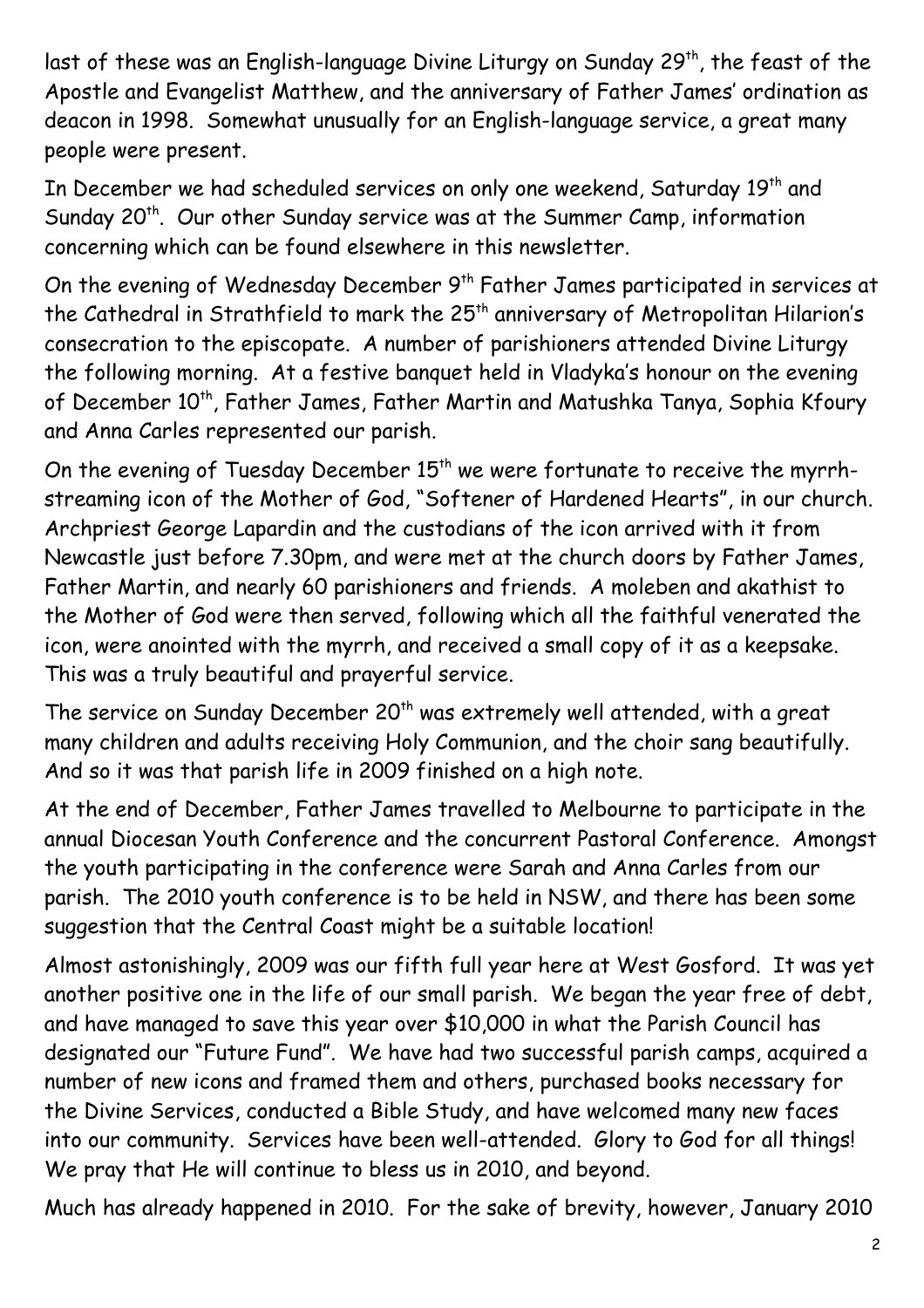last of these was an English-language Divine Liturgy on Sunday 29th, the feast of the Apostle and Evangelist Matthew, and the anniversary of Father James' ordination as deacon in 1998. Somewhat unusually for an English-language service, a great many people were present.

In December we had scheduled services on only one weekend, Saturday 19th and Sunday 20th. Our other Sunday service was at the Summer Camp, information concerning which can be found elsewhere in this newsletter.

On the evening of Wednesday December 9th Father James participated in services at the Cathedral in Strathfield to mark the 25th anniversary of Metropolitan Hilarion's consecration to the episcopate. A number of parishioners attended Divine Liturgy the following morning. At a festive banquet held in Vladyka's honour on the evening of December 10th, Father James, Father Martin and Matushka Tanya, Sophia Kfoury and Anna Carles represented our parish.

On the evening of Tuesday December 15th we were fortunate to receive the myrrh-streaming icon of the Mother of God, "Softener of Hardened Hearts", in our church. Archpriest George Lapardin and the custodians of the icon arrived with it from Newcastle just before 7.30pm, and were met at the church doors by Father James, Father Martin, and nearly 60 parishioners and friends. A moleben and akathist to the Mother of God were then served, following which all the faithful venerated the icon, were anointed with the myrrh, and received a small copy of it as a keepsake. This was a truly beautiful and prayerful service.

The service on Sunday December 20th was extremely well attended, with a great many children and adults receiving Holy Communion, and the choir sang beautifully. And so it was that parish life in 2009 finished on a high note.

At the end of December, Father James travelled to Melbourne to participate in the annual Diocesan Youth Conference and the concurrent Pastoral Conference. Amongst the youth participating in the conference were Sarah and Anna Carles from our parish. The 2010 youth conference is to be held in NSW, and there has been some suggestion that the Central Coast might be a suitable location!

Almost astonishingly, 2009 was our fifth full year here at West Gosford. It was yet another positive one in the life of our small parish. We began the year free of debt, and have managed to save this year over $10,000 in what the Parish Council has designated our "Future Fund". We have had two successful parish camps, acquired a number of new icons and framed them and others, purchased books necessary for the Divine Services, conducted a Bible Study, and have welcomed many new faces into our community. Services have been well-attended. Glory to God for all things! We pray that He will continue to bless us in 2010, and beyond.

Much has already happened in 2010. For the sake of brevity, however, January 2010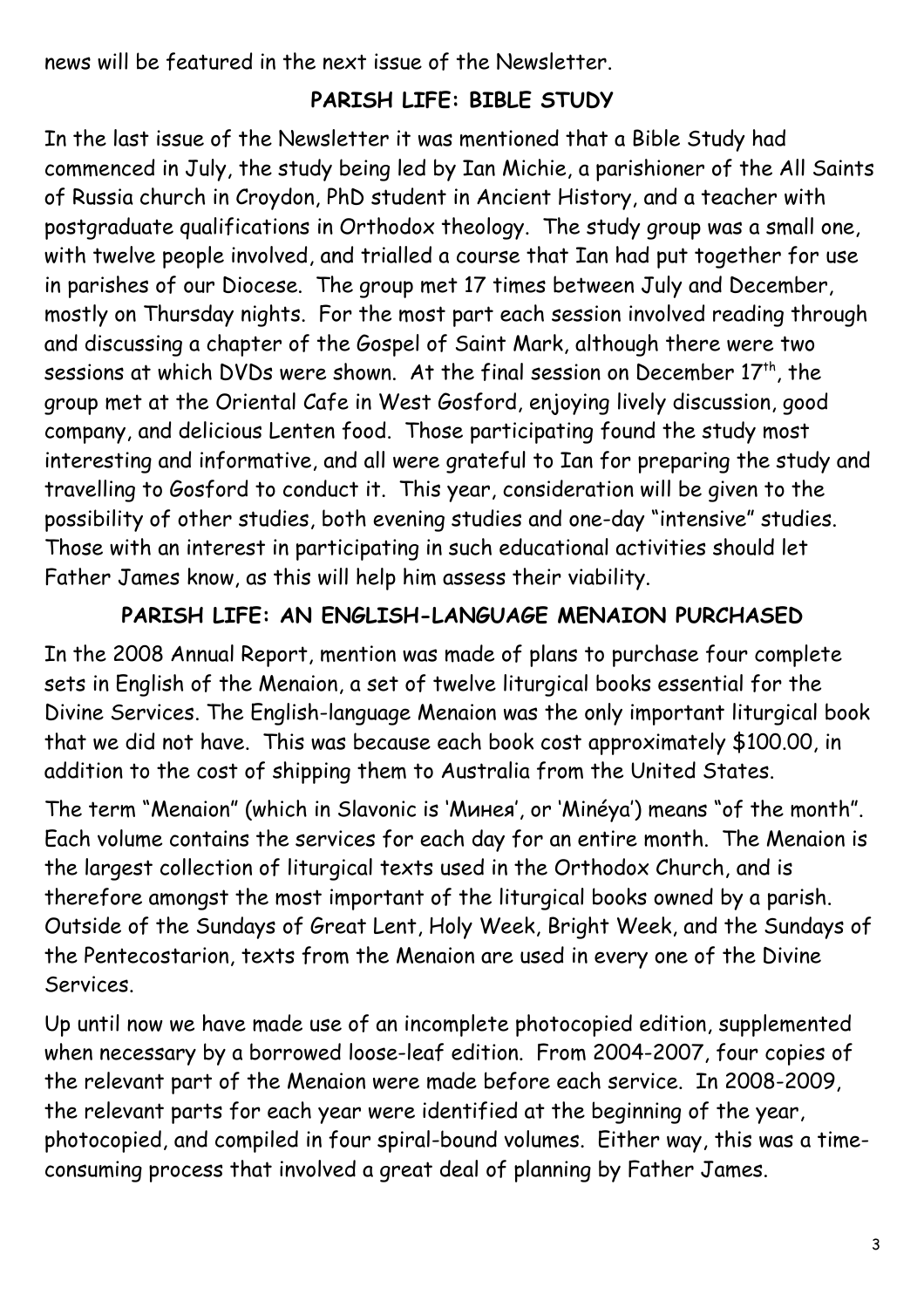news will be featured in the next issue of the Newsletter.

## PARISH LIFE: BIBLE STUDY

In the last issue of the Newsletter it was mentioned that a Bible Study had commenced in July, the study being led by Ian Michie, a parishioner of the All Saints of Russia church in Croydon, PhD student in Ancient History, and a teacher with postgraduate qualifications in Orthodox theology. The study group was a small one, with twelve people involved, and trialled a course that Ian had put together for use in parishes of our Diocese. The group met 17 times between July and December, mostly on Thursday nights. For the most part each session involved reading through and discussing a chapter of the Gospel of Saint Mark, although there were two sessions at which DVDs were shown. At the final session on December 17th, the group met at the Oriental Cafe in West Gosford, enjoying lively discussion, good company, and delicious Lenten food. Those participating found the study most interesting and informative, and all were grateful to Ian for preparing the study and travelling to Gosford to conduct it. This year, consideration will be given to the possibility of other studies, both evening studies and one-day "intensive" studies. Those with an interest in participating in such educational activities should let Father James know, as this will help him assess their viability.

## PARISH LIFE: AN ENGLISH-LANGUAGE MENAION PURCHASED

In the 2008 Annual Report, mention was made of plans to purchase four complete sets in English of the Menaion, a set of twelve liturgical books essential for the Divine Services. The English-language Menaion was the only important liturgical book that we did not have. This was because each book cost approximately $100.00, in addition to the cost of shipping them to Australia from the United States.

The term "Menaion" (which in Slavonic is 'Минея', or 'Minéya') means "of the month". Each volume contains the services for each day for an entire month. The Menaion is the largest collection of liturgical texts used in the Orthodox Church, and is therefore amongst the most important of the liturgical books owned by a parish. Outside of the Sundays of Great Lent, Holy Week, Bright Week, and the Sundays of the Pentecostarion, texts from the Menaion are used in every one of the Divine Services.

Up until now we have made use of an incomplete photocopied edition, supplemented when necessary by a borrowed loose-leaf edition. From 2004-2007, four copies of the relevant part of the Menaion were made before each service. In 2008-2009, the relevant parts for each year were identified at the beginning of the year, photocopied, and compiled in four spiral-bound volumes. Either way, this was a time-consuming process that involved a great deal of planning by Father James.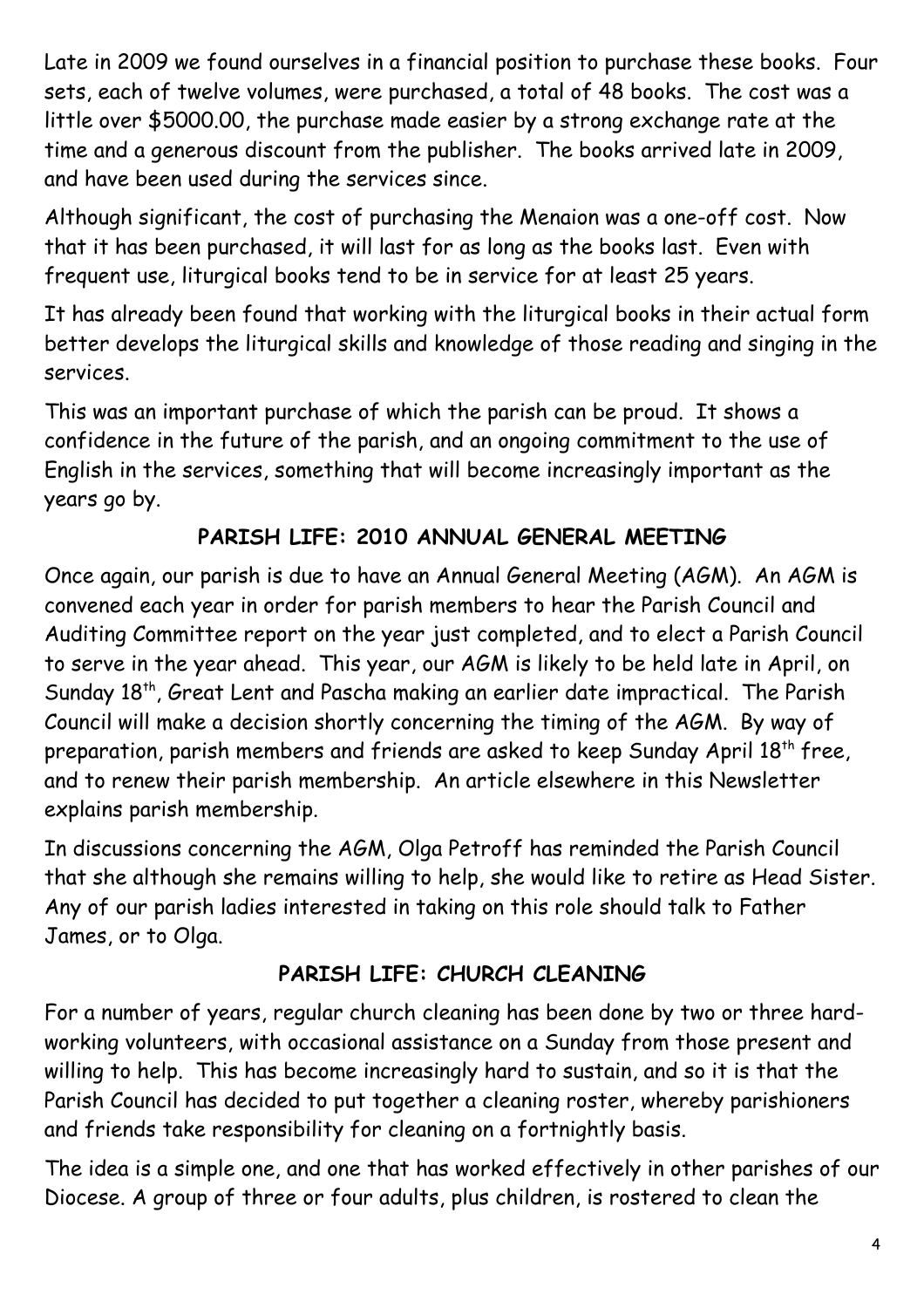Late in 2009 we found ourselves in a financial position to purchase these books. Four sets, each of twelve volumes, were purchased, a total of 48 books. The cost was a little over $5000.00, the purchase made easier by a strong exchange rate at the time and a generous discount from the publisher. The books arrived late in 2009, and have been used during the services since.

Although significant, the cost of purchasing the Menaion was a one-off cost. Now that it has been purchased, it will last for as long as the books last. Even with frequent use, liturgical books tend to be in service for at least 25 years.

It has already been found that working with the liturgical books in their actual form better develops the liturgical skills and knowledge of those reading and singing in the services.

This was an important purchase of which the parish can be proud. It shows a confidence in the future of the parish, and an ongoing commitment to the use of English in the services, something that will become increasingly important as the years go by.

## PARISH LIFE: 2010 ANNUAL GENERAL MEETING

Once again, our parish is due to have an Annual General Meeting (AGM). An AGM is convened each year in order for parish members to hear the Parish Council and Auditing Committee report on the year just completed, and to elect a Parish Council to serve in the year ahead. This year, our AGM is likely to be held late in April, on Sunday 18th, Great Lent and Pascha making an earlier date impractical. The Parish Council will make a decision shortly concerning the timing of the AGM. By way of preparation, parish members and friends are asked to keep Sunday April 18th free, and to renew their parish membership. An article elsewhere in this Newsletter explains parish membership.

In discussions concerning the AGM, Olga Petroff has reminded the Parish Council that she although she remains willing to help, she would like to retire as Head Sister. Any of our parish ladies interested in taking on this role should talk to Father James, or to Olga.

## PARISH LIFE: CHURCH CLEANING

For a number of years, regular church cleaning has been done by two or three hard-working volunteers, with occasional assistance on a Sunday from those present and willing to help. This has become increasingly hard to sustain, and so it is that the Parish Council has decided to put together a cleaning roster, whereby parishioners and friends take responsibility for cleaning on a fortnightly basis.

The idea is a simple one, and one that has worked effectively in other parishes of our Diocese. A group of three or four adults, plus children, is rostered to clean the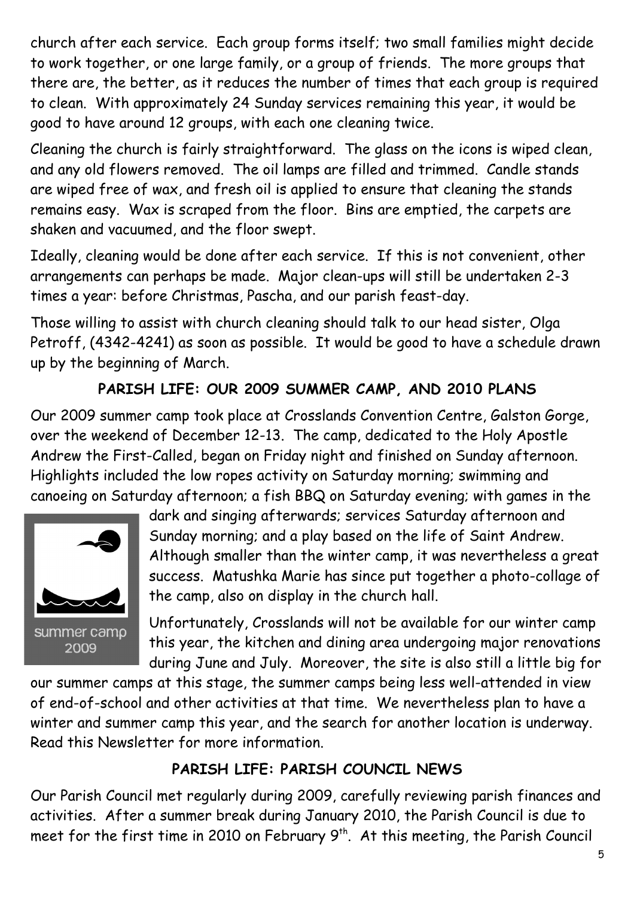church after each service. Each group forms itself; two small families might decide to work together, or one large family, or a group of friends. The more groups that there are, the better, as it reduces the number of times that each group is required to clean. With approximately 24 Sunday services remaining this year, it would be good to have around 12 groups, with each one cleaning twice.

Cleaning the church is fairly straightforward. The glass on the icons is wiped clean, and any old flowers removed. The oil lamps are filled and trimmed. Candle stands are wiped free of wax, and fresh oil is applied to ensure that cleaning the stands remains easy. Wax is scraped from the floor. Bins are emptied, the carpets are shaken and vacuumed, and the floor swept.

Ideally, cleaning would be done after each service. If this is not convenient, other arrangements can perhaps be made. Major clean-ups will still be undertaken 2-3 times a year: before Christmas, Pascha, and our parish feast-day.

Those willing to assist with church cleaning should talk to our head sister, Olga Petroff, (4342-4241) as soon as possible. It would be good to have a schedule drawn up by the beginning of March.

## PARISH LIFE: OUR 2009 SUMMER CAMP, AND 2010 PLANS

Our 2009 summer camp took place at Crosslands Convention Centre, Galston Gorge, over the weekend of December 12-13. The camp, dedicated to the Holy Apostle Andrew the First-Called, began on Friday night and finished on Sunday afternoon. Highlights included the low ropes activity on Saturday morning; swimming and canoeing on Saturday afternoon; a fish BBQ on Saturday evening; with games in the dark and singing afterwards; services Saturday afternoon and Sunday morning; and a play based on the life of Saint Andrew. Although smaller than the winter camp, it was nevertheless a great success. Matushka Marie has since put together a photo-collage of the camp, also on display in the church hall.

summer camp 2009

Unfortunately, Crosslands will not be available for our winter camp this year, the kitchen and dining area undergoing major renovations during June and July. Moreover, the site is also still a little big for our summer camps at this stage, the summer camps being less well-attended in view of end-of-school and other activities at that time. We nevertheless plan to have a winter and summer camp this year, and the search for another location is underway. Read this Newsletter for more information.

## PARISH LIFE: PARISH COUNCIL NEWS

Our Parish Council met regularly during 2009, carefully reviewing parish finances and activities. After a summer break during January 2010, the Parish Council is due to meet for the first time in 2010 on February 9th. At this meeting, the Parish Council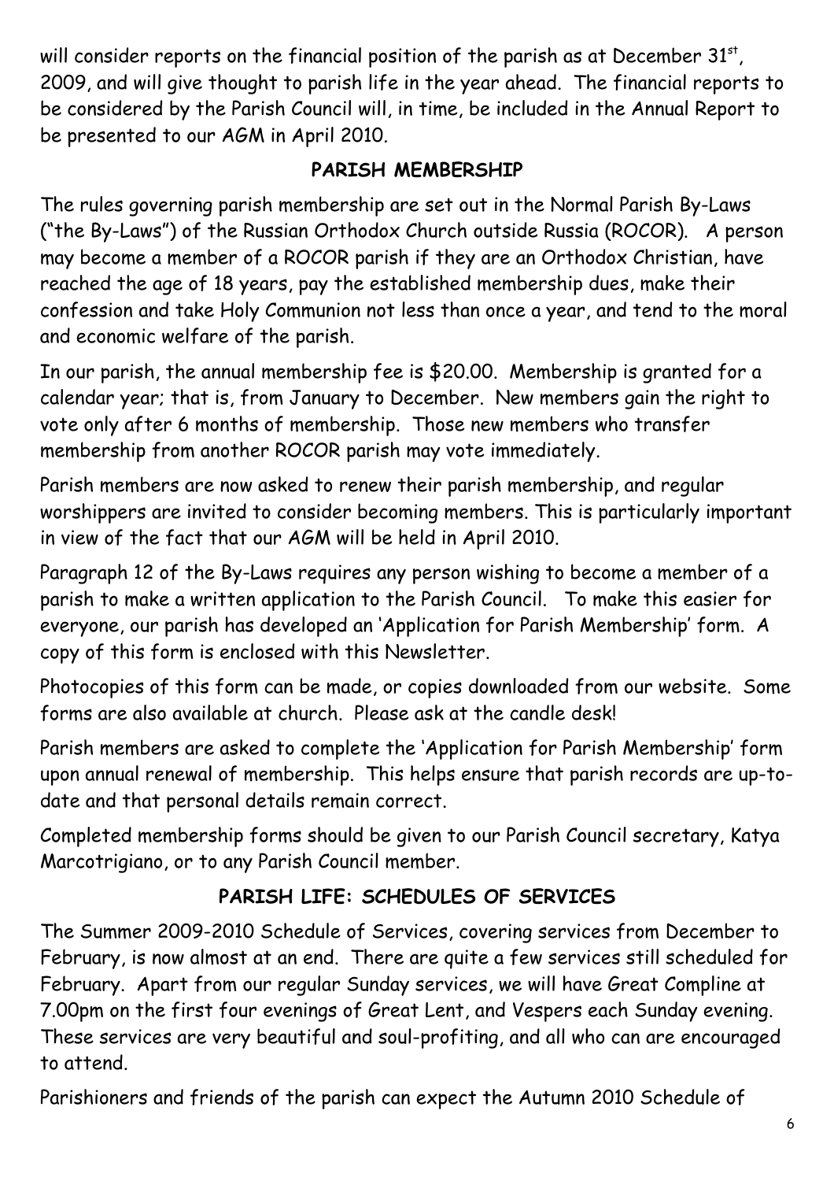will consider reports on the financial position of the parish as at December 31st, 2009, and will give thought to parish life in the year ahead. The financial reports to be considered by the Parish Council will, in time, be included in the Annual Report to be presented to our AGM in April 2010.

## PARISH MEMBERSHIP

The rules governing parish membership are set out in the Normal Parish By-Laws ("the By-Laws") of the Russian Orthodox Church outside Russia (ROCOR). A person may become a member of a ROCOR parish if they are an Orthodox Christian, have reached the age of 18 years, pay the established membership dues, make their confession and take Holy Communion not less than once a year, and tend to the moral and economic welfare of the parish.

In our parish, the annual membership fee is $20.00. Membership is granted for a calendar year; that is, from January to December. New members gain the right to vote only after 6 months of membership. Those new members who transfer membership from another ROCOR parish may vote immediately.

Parish members are now asked to renew their parish membership, and regular worshippers are invited to consider becoming members. This is particularly important in view of the fact that our AGM will be held in April 2010.

Paragraph 12 of the By-Laws requires any person wishing to become a member of a parish to make a written application to the Parish Council. To make this easier for everyone, our parish has developed an 'Application for Parish Membership' form. A copy of this form is enclosed with this Newsletter.

Photocopies of this form can be made, or copies downloaded from our website. Some forms are also available at church. Please ask at the candle desk!

Parish members are asked to complete the 'Application for Parish Membership' form upon annual renewal of membership. This helps ensure that parish records are up-to-date and that personal details remain correct.

Completed membership forms should be given to our Parish Council secretary, Katya Marcotrigiano, or to any Parish Council member.

## PARISH LIFE: SCHEDULES OF SERVICES

The Summer 2009-2010 Schedule of Services, covering services from December to February, is now almost at an end. There are quite a few services still scheduled for February. Apart from our regular Sunday services, we will have Great Compline at 7.00pm on the first four evenings of Great Lent, and Vespers each Sunday evening. These services are very beautiful and soul-profiting, and all who can are encouraged to attend.

Parishioners and friends of the parish can expect the Autumn 2010 Schedule of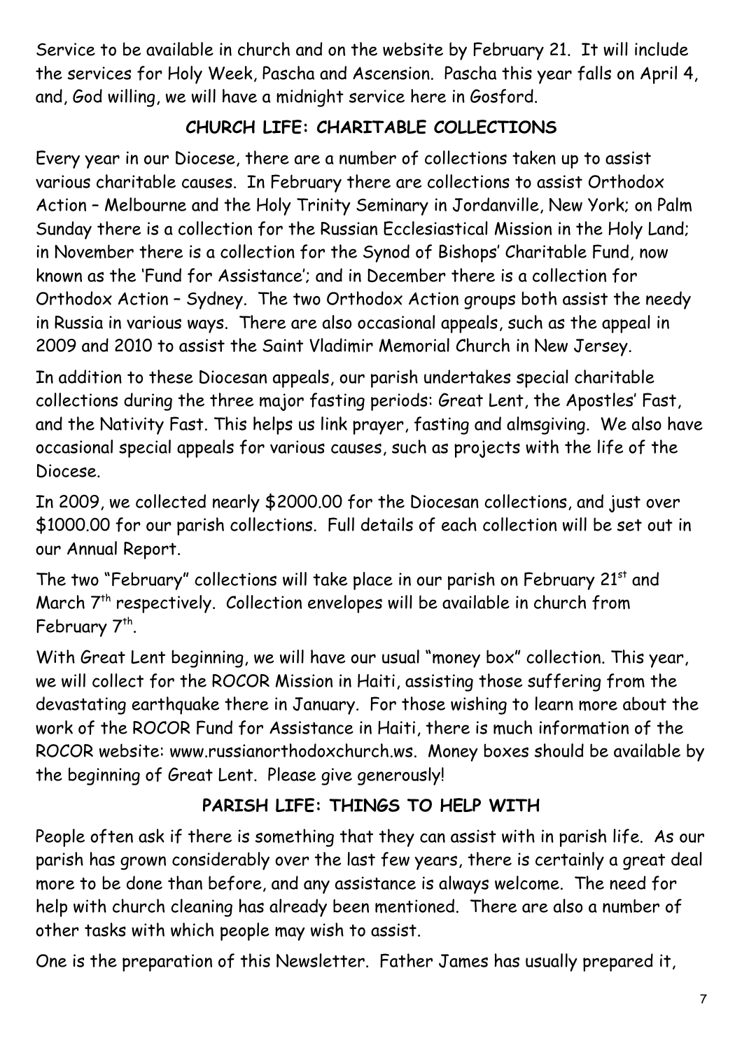Service to be available in church and on the website by February 21. It will include the services for Holy Week, Pascha and Ascension. Pascha this year falls on April 4, and, God willing, we will have a midnight service here in Gosford.

## CHURCH LIFE: CHARITABLE COLLECTIONS

Every year in our Diocese, there are a number of collections taken up to assist various charitable causes. In February there are collections to assist Orthodox Action – Melbourne and the Holy Trinity Seminary in Jordanville, New York; on Palm Sunday there is a collection for the Russian Ecclesiastical Mission in the Holy Land; in November there is a collection for the Synod of Bishops' Charitable Fund, now known as the 'Fund for Assistance'; and in December there is a collection for Orthodox Action – Sydney. The two Orthodox Action groups both assist the needy in Russia in various ways. There are also occasional appeals, such as the appeal in 2009 and 2010 to assist the Saint Vladimir Memorial Church in New Jersey.

In addition to these Diocesan appeals, our parish undertakes special charitable collections during the three major fasting periods: Great Lent, the Apostles' Fast, and the Nativity Fast. This helps us link prayer, fasting and almsgiving. We also have occasional special appeals for various causes, such as projects with the life of the Diocese.

In 2009, we collected nearly $2000.00 for the Diocesan collections, and just over $1000.00 for our parish collections. Full details of each collection will be set out in our Annual Report.

The two "February" collections will take place in our parish on February 21st and March 7th respectively. Collection envelopes will be available in church from February 7th.

With Great Lent beginning, we will have our usual "money box" collection. This year, we will collect for the ROCOR Mission in Haiti, assisting those suffering from the devastating earthquake there in January. For those wishing to learn more about the work of the ROCOR Fund for Assistance in Haiti, there is much information of the ROCOR website: www.russianorthodoxchurch.ws. Money boxes should be available by the beginning of Great Lent. Please give generously!

## PARISH LIFE: THINGS TO HELP WITH

People often ask if there is something that they can assist with in parish life. As our parish has grown considerably over the last few years, there is certainly a great deal more to be done than before, and any assistance is always welcome. The need for help with church cleaning has already been mentioned. There are also a number of other tasks with which people may wish to assist.

One is the preparation of this Newsletter. Father James has usually prepared it,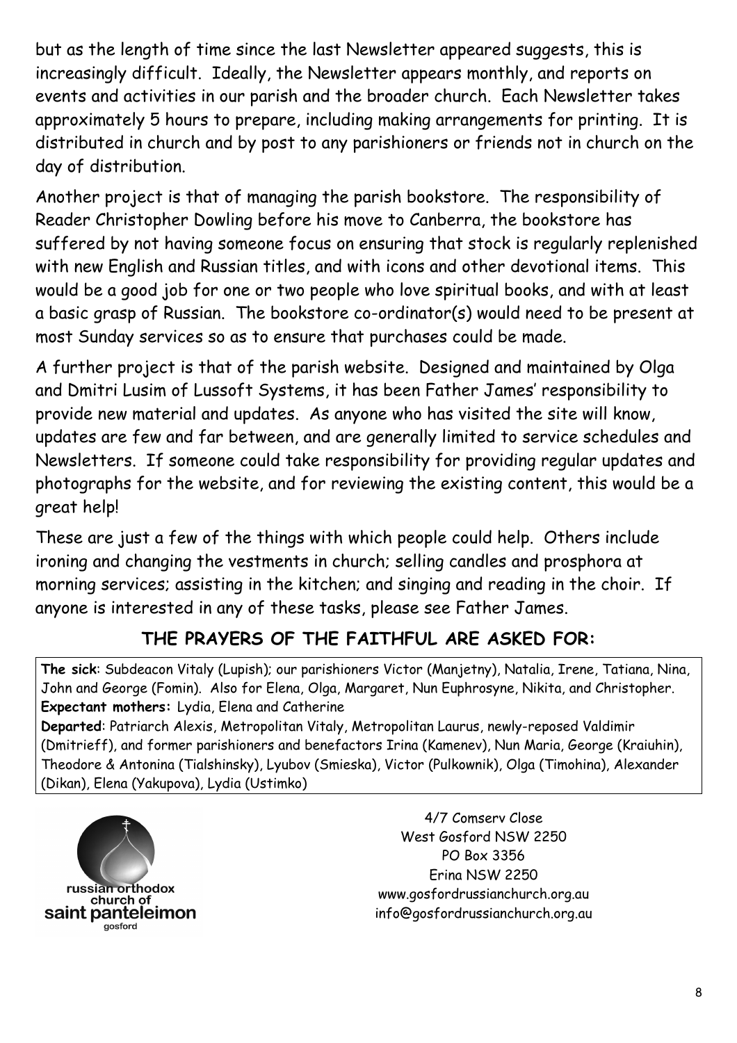but as the length of time since the last Newsletter appeared suggests, this is increasingly difficult. Ideally, the Newsletter appears monthly, and reports on events and activities in our parish and the broader church. Each Newsletter takes approximately 5 hours to prepare, including making arrangements for printing. It is distributed in church and by post to any parishioners or friends not in church on the day of distribution.

Another project is that of managing the parish bookstore. The responsibility of Reader Christopher Dowling before his move to Canberra, the bookstore has suffered by not having someone focus on ensuring that stock is regularly replenished with new English and Russian titles, and with icons and other devotional items. This would be a good job for one or two people who love spiritual books, and with at least a basic grasp of Russian. The bookstore co-ordinator(s) would need to be present at most Sunday services so as to ensure that purchases could be made.

A further project is that of the parish website. Designed and maintained by Olga and Dmitri Lusim of Lussoft Systems, it has been Father James' responsibility to provide new material and updates. As anyone who has visited the site will know, updates are few and far between, and are generally limited to service schedules and Newsletters. If someone could take responsibility for providing regular updates and photographs for the website, and for reviewing the existing content, this would be a great help!

These are just a few of the things with which people could help. Others include ironing and changing the vestments in church; selling candles and prosphora at morning services; assisting in the kitchen; and singing and reading in the choir. If anyone is interested in any of these tasks, please see Father James.

## THE PRAYERS OF THE FAITHFUL ARE ASKED FOR:

**The sick**: Subdeacon Vitaly (Lupish); our parishioners Victor (Manjetny), Natalia, Irene, Tatiana, Nina, John and George (Fomin). Also for Elena, Olga, Margaret, Nun Euphrosyne, Nikita, and Christopher.
**Expectant mothers:** Lydia, Elena and Catherine
**Departed**: Patriarch Alexis, Metropolitan Vitaly, Metropolitan Laurus, newly-reposed Valdimir (Dmitrieff), and former parishioners and benefactors Irina (Kamenev), Nun Maria, George (Kraiuhin), Theodore & Antonina (Tialshinsky), Lyubov (Smieska), Victor (Pulkownik), Olga (Timohina), Alexander (Dikan), Elena (Yakupova), Lydia (Ustimko)

russian orthodox
church of
saint panteleimon
gosford

4/7 Comserv Close
West Gosford NSW 2250
PO Box 3356
Erina NSW 2250
www.gosfordrussianchurch.org.au
info@gosfordrussianchurch.org.au